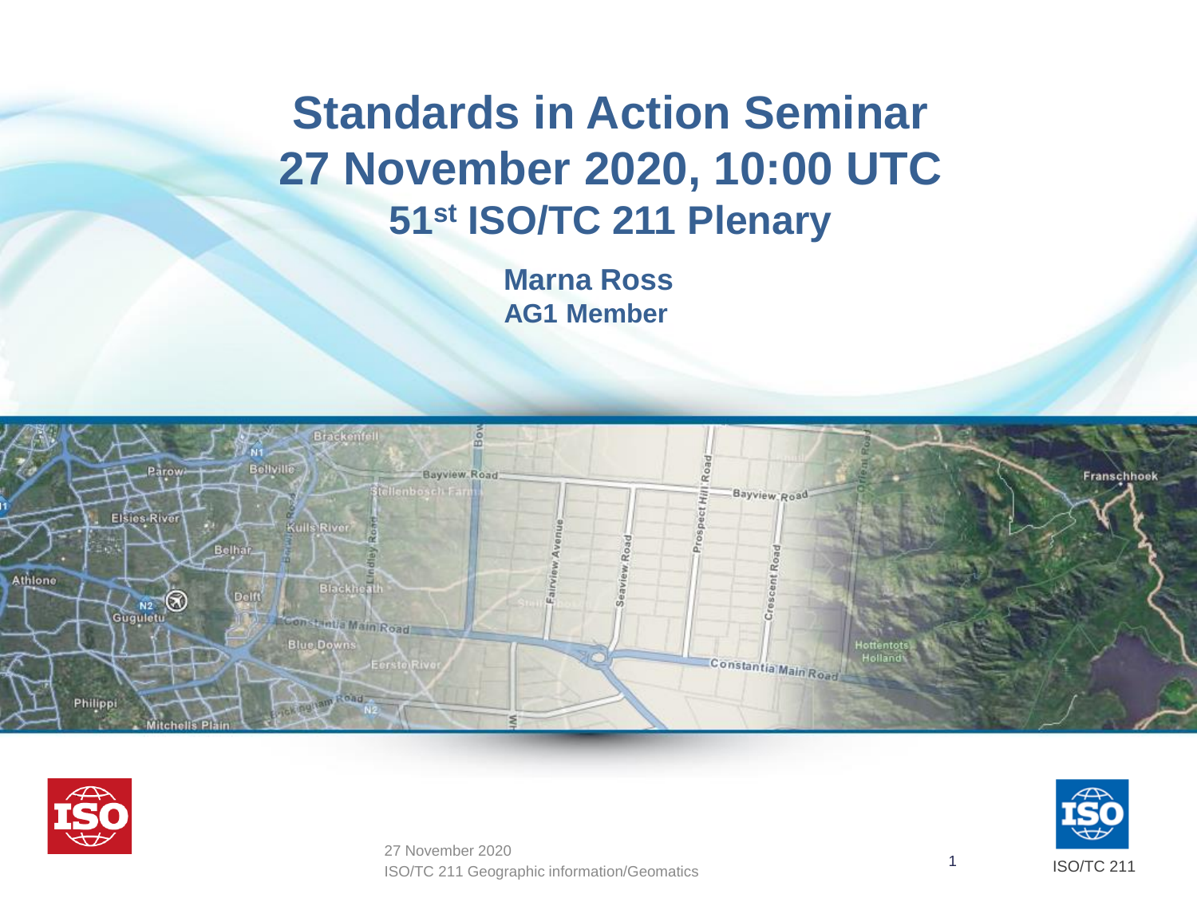# Standards in Action Seminar
# 27 November 2020, 10:00 UTC
## 51st ISO/TC 211 Plenary

**Marna Ross**
**AG1 Member**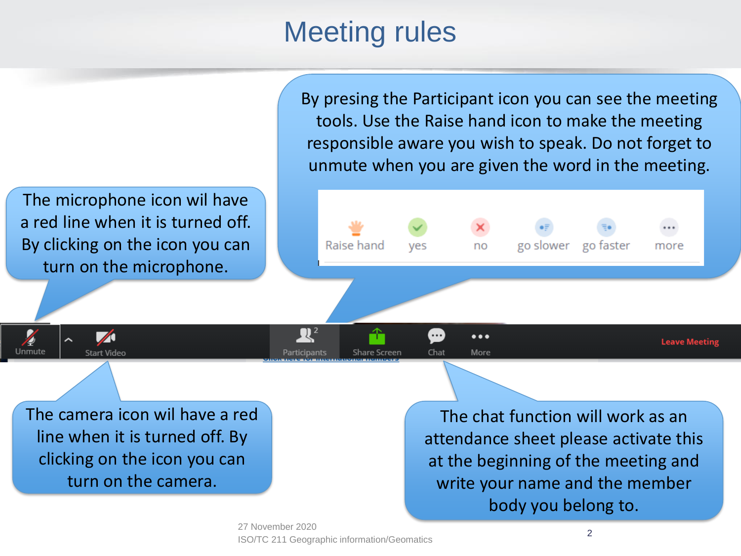# Meeting rules

By presing the Participant icon you can see the meeting tools. Use the Raise hand icon to make the meeting responsible aware you wish to speak. Do not forget to unmute when you are given the word in the meeting.

Raise hand | yes | no | go slower | go faster | more

The microphone icon wil have a red line when it is turned off. By clicking on the icon you can turn on the microphone.

Unmute | Start Video | Participants | Share Screen | Chat | More | Leave Meeting

The camera icon wil have a red line when it is turned off. By clicking on the icon you can turn on the camera.

The chat function will work as an attendance sheet please activate this at the beginning of the meeting and write your name and the member body you belong to.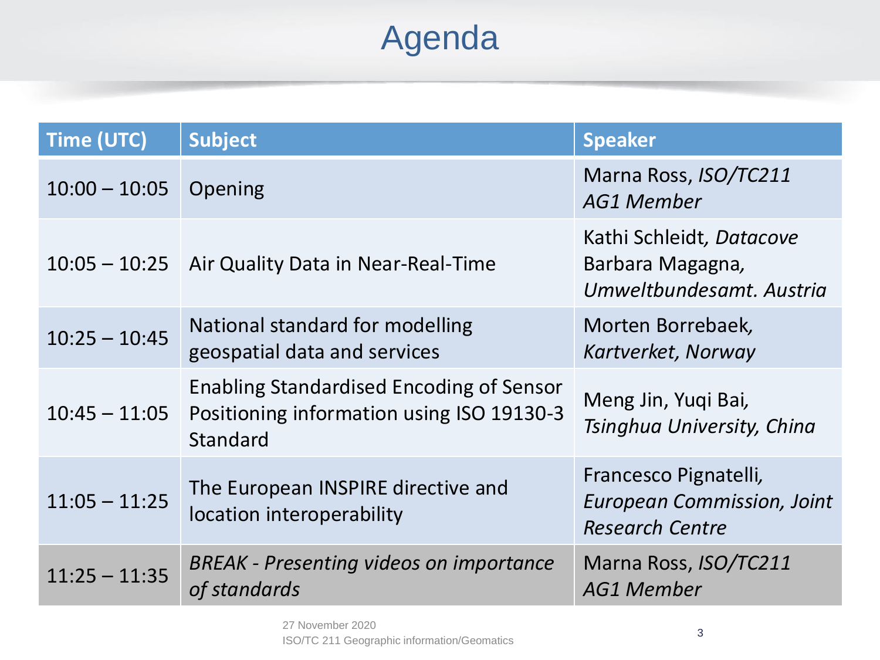# Agenda

| Time (UTC) | Subject | Speaker |
|---|---|---|
| 10:00 – 10:05 | Opening | Marna Ross, *ISO/TC211 AG1 Member* |
| 10:05 – 10:25 | Air Quality Data in Near-Real-Time | Kathi Schleidt, *Datacove* Barbara Magagna, *Umweltbundesamt. Austria* |
| 10:25 – 10:45 | National standard for modelling geospatial data and services | Morten Borrebaek, *Kartverket, Norway* |
| 10:45 – 11:05 | Enabling Standardised Encoding of Sensor Positioning information using ISO 19130-3 Standard | Meng Jin, Yuqi Bai, *Tsinghua University, China* |
| 11:05 – 11:25 | The European INSPIRE directive and location interoperability | Francesco Pignatelli, *European Commission, Joint Research Centre* |
| 11:25 – 11:35 | *BREAK - Presenting videos on importance of standards* | Marna Ross, *ISO/TC211 AG1 Member* |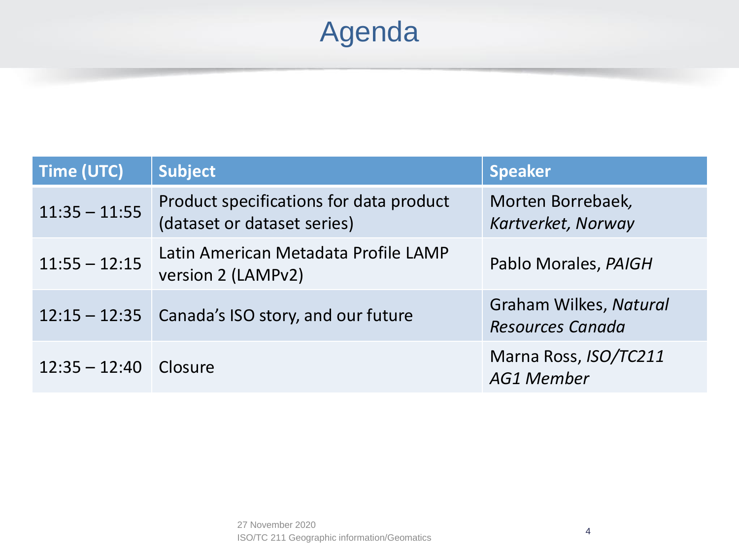# Agenda

| Time (UTC) | Subject | Speaker |
| --- | --- | --- |
| 11:35 – 11:55 | Product specifications for data product (dataset or dataset series) | Morten Borrebaek, *Kartverket, Norway* |
| 11:55 – 12:15 | Latin American Metadata Profile LAMP version 2 (LAMPv2) | Pablo Morales, *PAIGH* |
| 12:15 – 12:35 | Canada's ISO story, and our future | Graham Wilkes, *Natural Resources Canada* |
| 12:35 – 12:40 | Closure | Marna Ross, *ISO/TC211 AG1 Member* |

27 November 2020
ISO/TC 211 Geographic information/Geomatics